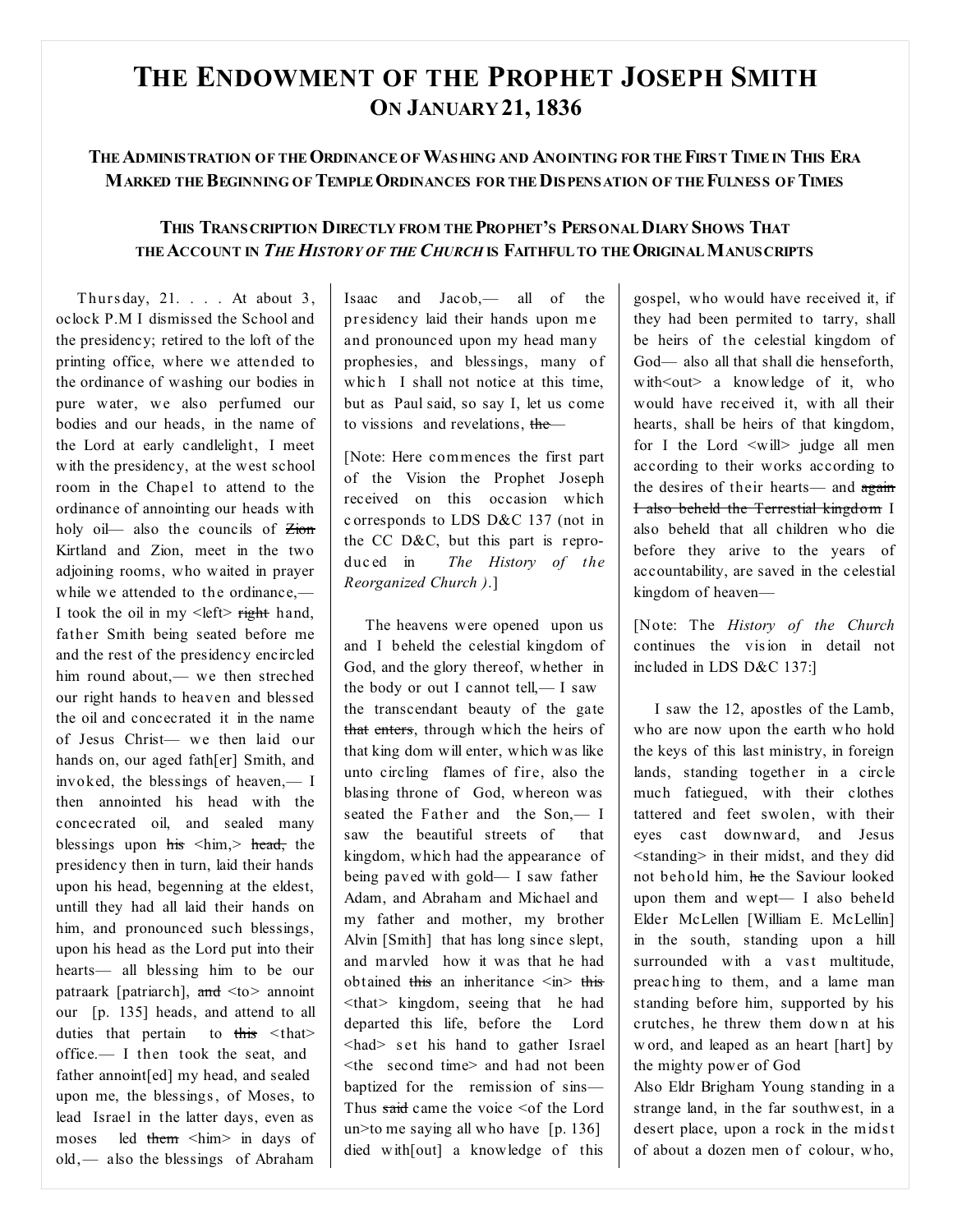# THE ENDOWMENT OF THE PROPHET JOSEPH SMITH ON JANUARY 21, 1836

### THE ADMINISTRATION OF THE ORDINANCE OF WASHING AND ANOINTING FOR THE FIRST TIME IN THIS ERA MARKED THE BEGINNING OF TEMPLE ORDINANCES FOR THE DISPENSATION OF THE FULNESS OF TIMES

### THIS TRANSCRIPTION DIRECTLY FROM THE PROPHET'S PERSONAL DIARY SHOWS THAT THE ACCOUNT IN *THE HISTORY OF THE CHURCH* IS FAITHFUL TO THE ORIGINAL MANUSCRIPTS

Thursday, 21. . . . At about 3, oclock P.M I dismissed the School and the presidency; retired to the loft of the printing office, where we attended to the ordinance of washing our bodies in pure water, we also perfumed our bodies and our heads, in the name of the Lord at early candlelight, I meet with the presidency, at the west school room in the Chapel to attend to the ordinance of annointing our heads with holy oil— also the councils of ~~Zion~~ Kirtland and Zion, meet in the two adjoining rooms, who waited in prayer while we attended to the ordinance,— I took the oil in my <left> ~~right~~ hand, father Smith being seated before me and the rest of the presidency encircled him round about,— we then streched our right hands to heaven and blessed the oil and concecrated it in the name of Jesus Christ— we then laid our hands on, our aged fath[er] Smith, and invoked, the blessings of heaven,— I then annointed his head with the concecrated oil, and sealed many blessings upon ~~his~~ <him,> ~~head,~~ the presidency then in turn, laid their hands upon his head, begenning at the eldest, untill they had all laid their hands on him, and pronounced such blessings, upon his head as the Lord put into their hearts— all blessing him to be our patraark [patriarch], ~~and~~ <to> annoint our [p. 135] heads, and attend to all duties that pertain to ~~this~~ <that> office.— I then took the seat, and father annoint[ed] my head, and sealed upon me, the blessings, of Moses, to lead Israel in the latter days, even as moses led ~~them~~ <him> in days of old,— also the blessings of Abraham Isaac and Jacob,— all of the presidency laid their hands upon me and pronounced upon my head many prophesies, and blessings, many of which I shall not notice at this time, but as Paul said, so say I, let us come to vissions and revelations, ~~the~~—

[Note: Here commences the first part of the Vision the Prophet Joseph received on this occasion which corresponds to LDS D&C 137 (not in the CC D&C, but this part is reproduced in *The History of the Reorganized Church* ).]

The heavens were opened upon us and I beheld the celestial kingdom of God, and the glory thereof, whether in the body or out I cannot tell,— I saw the transcendant beauty of the gate ~~that enters~~, through which the heirs of that king dom will enter, which was like unto circling flames of fire, also the blasing throne of God, whereon was seated the Father and the Son,— I saw the beautiful streets of that kingdom, which had the appearance of being paved with gold— I saw father Adam, and Abraham and Michael and my father and mother, my brother Alvin [Smith] that has long since slept, and marvled how it was that he had obtained ~~this~~ an inheritance <in> ~~this~~ <that> kingdom, seeing that he had departed this life, before the Lord <had> set his hand to gather Israel <the second time> and had not been baptized for the remission of sins— Thus ~~said~~ came the voice <of the Lord un>to me saying all who have [p. 136] died with[out] a knowledge of this gospel, who would have received it, if they had been permited to tarry, shall be heirs of the celestial kingdom of God— also all that shall die henseforth, with<out> a knowledge of it, who would have received it, with all their hearts, shall be heirs of that kingdom, for I the Lord <will> judge all men according to their works according to the desires of their hearts— and ~~again I also beheld the Terrestial kingdom~~ I also beheld that all children who die before they arive to the years of accountability, are saved in the celestial kingdom of heaven—

[Note: The *History of the Church* continues the vision in detail not included in LDS D&C 137:]

I saw the 12, apostles of the Lamb, who are now upon the earth who hold the keys of this last ministry, in foreign lands, standing together in a circle much fatiegued, with their clothes tattered and feet swolen, with their eyes cast downward, and Jesus <standing> in their midst, and they did not behold him, ~~he~~ the Saviour looked upon them and wept— I also beheld Elder McLellen [William E. McLellin] in the south, standing upon a hill surrounded with a vast multitude, preaching to them, and a lame man standing before him, supported by his crutches, he threw them down at his word, and leaped as an heart [hart] by the mighty power of God

Also Eldr Brigham Young standing in a strange land, in the far southwest, in a desert place, upon a rock in the midst of about a dozen men of colour, who,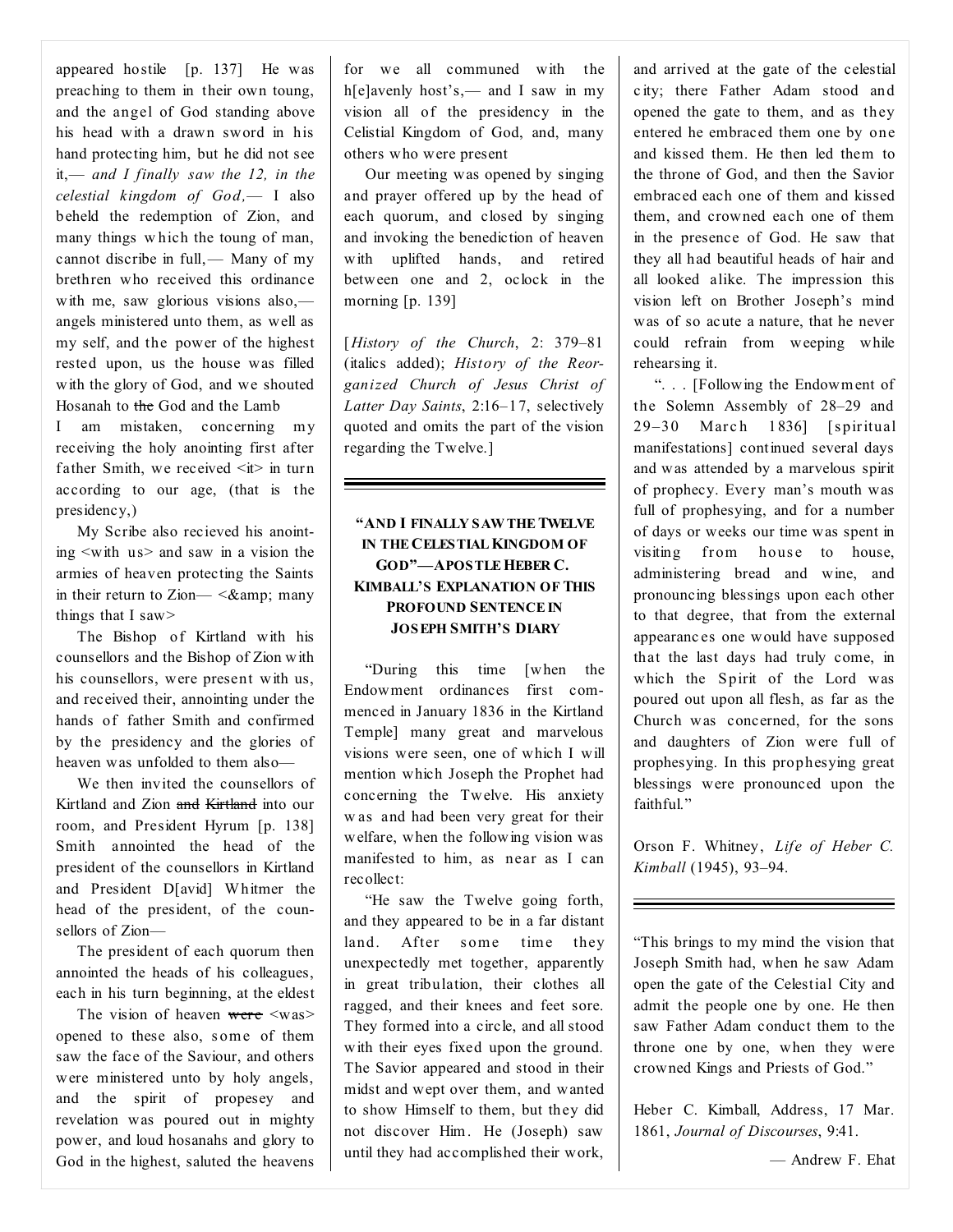appeared hostile [p. 137] He was preaching to them in their own toung, and the angel of God standing above his head with a drawn sword in his hand protecting him, but he did not see it,— *and I finally saw the 12, in the celestial kingdom of God,*— I also beheld the redemption of Zion, and many things which the toung of man, cannot discribe in full,— Many of my brethren who received this ordinance with me, saw glorious visions also,— angels ministered unto them, as well as my self, and the power of the highest rested upon, us the house was filled with the glory of God, and we shouted Hosanah to ~~the~~ God and the Lamb

I am mistaken, concerning my receiving the holy anointing first after father Smith, we received <it> in turn according to our age, (that is the presidency,)

My Scribe also recieved his anointing <with us> and saw in a vision the armies of heaven protecting the Saints in their return to Zion— <&amp; many things that I saw>

The Bishop of Kirtland with his counsellors and the Bishop of Zion with his counsellors, were present with us, and received their, annointing under the hands of father Smith and confirmed by the presidency and the glories of heaven was unfolded to them also—

We then invited the counsellors of Kirtland and Zion ~~and Kirtland~~ into our room, and President Hyrum [p. 138] Smith annointed the head of the president of the counsellors in Kirtland and President D[avid] Whitmer the head of the president, of the counsellors of Zion—

The president of each quorum then annointed the heads of his colleagues, each in his turn beginning, at the eldest

The vision of heaven ~~were~~ <was> opened to these also, some of them saw the face of the Saviour, and others were ministered unto by holy angels, and the spirit of propesey and revelation was poured out in mighty power, and loud hosanahs and glory to God in the highest, saluted the heavens for we all communed with the h[e]avenly host's,— and I saw in my vision all of the presidency in the Celistial Kingdom of God, and, many others who were present

Our meeting was opened by singing and prayer offered up by the head of each quorum, and closed by singing and invoking the benediction of heaven with uplifted hands, and retired between one and 2, oclock in the morning [p. 139]

[*History of the Church*, 2: 379–81 (italics added); *History of the Reorganized Church of Jesus Christ of Latter Day Saints*, 2:16–17, selectively quoted and omits the part of the vision regarding the Twelve.]

---

## "And I Finally Saw the Twelve in the Celestial Kingdom of God"—Apostle Heber C. Kimball's Explanation of This Profound Sentence in Joseph Smith's Diary

"During this time [when the Endowment ordinances first commenced in January 1836 in the Kirtland Temple] many great and marvelous visions were seen, one of which I will mention which Joseph the Prophet had concerning the Twelve. His anxiety was and had been very great for their welfare, when the following vision was manifested to him, as near as I can recollect:

"He saw the Twelve going forth, and they appeared to be in a far distant land. After some time they unexpectedly met together, apparently in great tribulation, their clothes all ragged, and their knees and feet sore. They formed into a circle, and all stood with their eyes fixed upon the ground. The Savior appeared and stood in their midst and wept over them, and wanted to show Himself to them, but they did not discover Him. He (Joseph) saw until they had accomplished their work, and arrived at the gate of the celestial city; there Father Adam stood and opened the gate to them, and as they entered he embraced them one by one and kissed them. He then led them to the throne of God, and then the Savior embraced each one of them and kissed them, and crowned each one of them in the presence of God. He saw that they all had beautiful heads of hair and all looked alike. The impression this vision left on Brother Joseph's mind was of so acute a nature, that he never could refrain from weeping while rehearsing it.

". . . [Following the Endowment of the Solemn Assembly of 28–29 and 29–30 March 1836] [spiritual manifestations] continued several days and was attended by a marvelous spirit of prophecy. Every man's mouth was full of prophesying, and for a number of days or weeks our time was spent in visiting from house to house, administering bread and wine, and pronouncing blessings upon each other to that degree, that from the external appearances one would have supposed that the last days had truly come, in which the Spirit of the Lord was poured out upon all flesh, as far as the Church was concerned, for the sons and daughters of Zion were full of prophesying. In this prophesying great blessings were pronounced upon the faithful."

Orson F. Whitney, *Life of Heber C. Kimball* (1945), 93–94.

---

"This brings to my mind the vision that Joseph Smith had, when he saw Adam open the gate of the Celestial City and admit the people one by one. He then saw Father Adam conduct them to the throne one by one, when they were crowned Kings and Priests of God."

Heber C. Kimball, Address, 17 Mar. 1861, *Journal of Discourses*, 9:41.

— Andrew F. Ehat